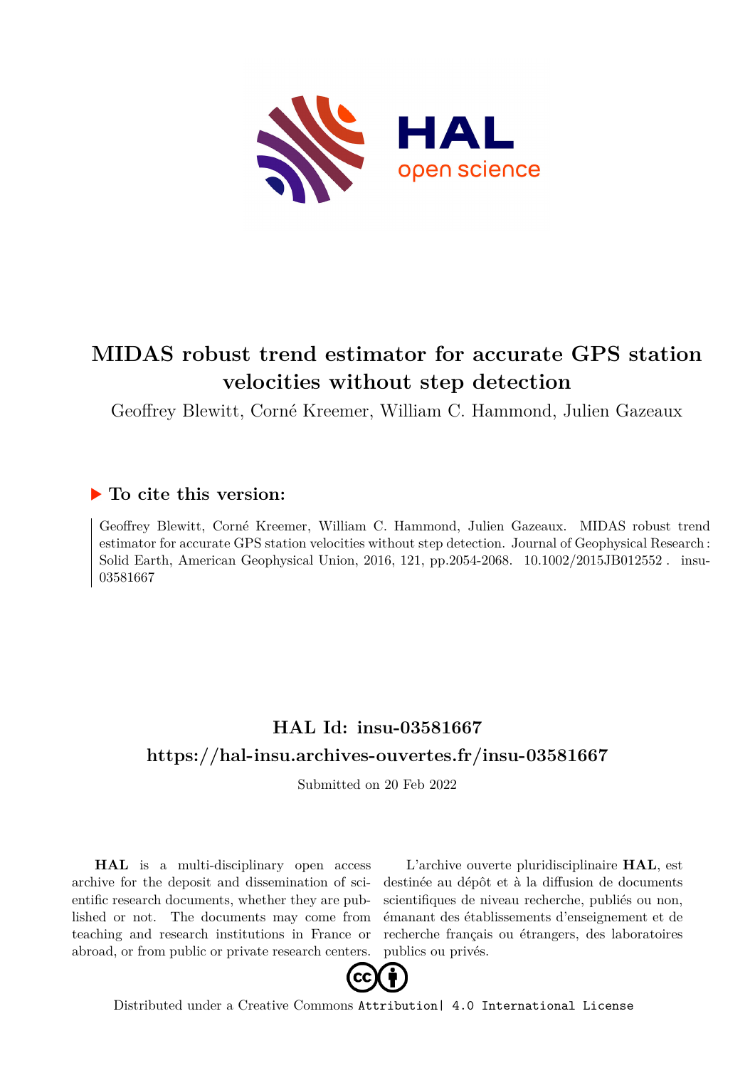# MIDAS robust trend estimator for accurate GPS station velocities without step detection

Geoffrey Blewitt, Corné Kreemer, William C. Hammond, Julien Gazeaux

## ▶ To cite this version:

Geoffrey Blewitt, Corné Kreemer, William C. Hammond, Julien Gazeaux. MIDAS robust trend estimator for accurate GPS station velocities without step detection. Journal of Geophysical Research : Solid Earth, American Geophysical Union, 2016, 121, pp.2054-2068. 10.1002/2015JB012552 . insu-03581667

## HAL Id: insu-03581667

## https://hal-insu.archives-ouvertes.fr/insu-03581667

Submitted on 20 Feb 2022

**HAL** is a multi-disciplinary open access archive for the deposit and dissemination of scientific research documents, whether they are published or not. The documents may come from teaching and research institutions in France or abroad, or from public or private research centers.

L'archive ouverte pluridisciplinaire **HAL**, est destinée au dépôt et à la diffusion de documents scientifiques de niveau recherche, publiés ou non, émanant des établissements d'enseignement et de recherche français ou étrangers, des laboratoires publics ou privés.

Distributed under a Creative Commons Attribution| 4.0 International License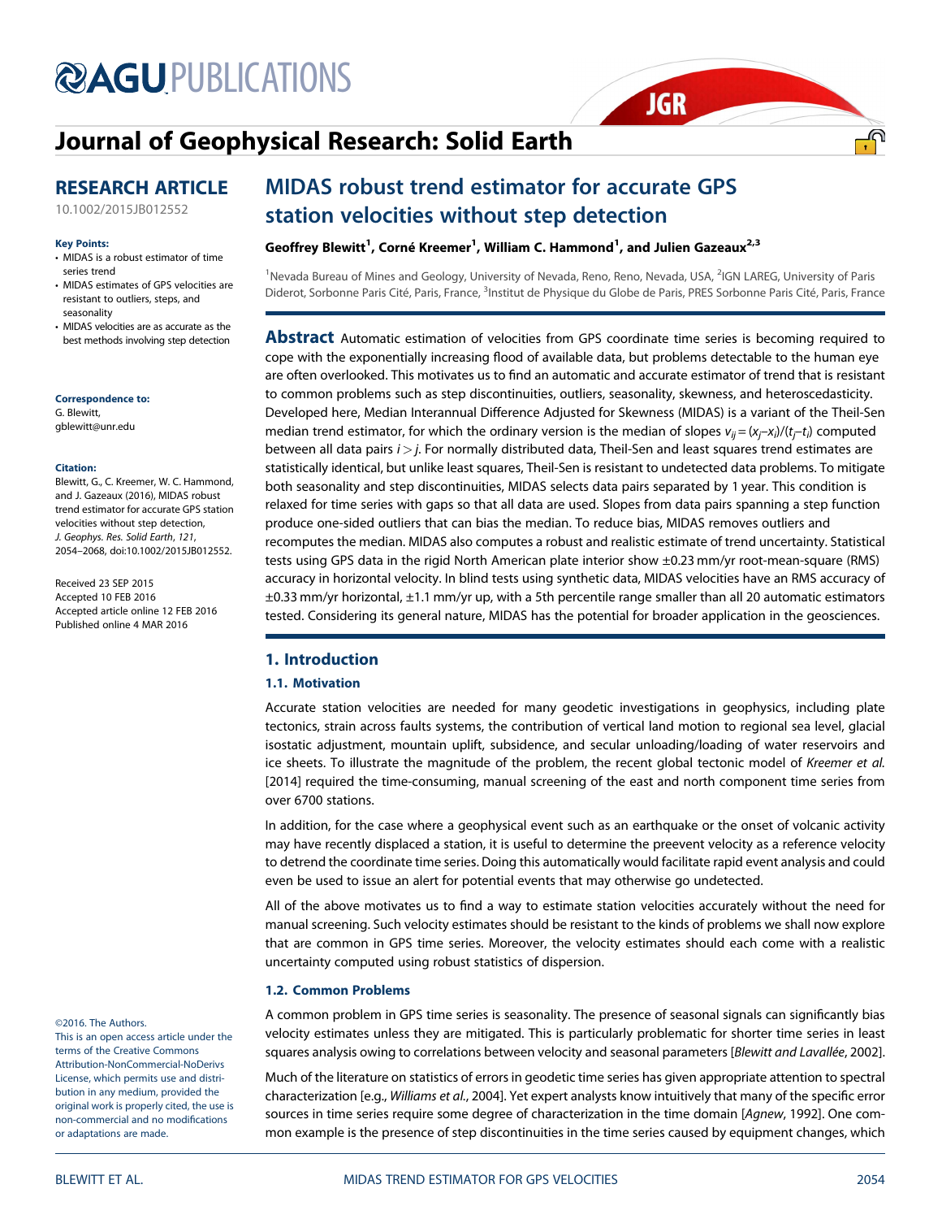# Journal of Geophysical Research: Solid Earth

## RESEARCH ARTICLE

10.1002/2015JB012552

**Key Points:**

- MIDAS is a robust estimator of time series trend
- MIDAS estimates of GPS velocities are resistant to outliers, steps, and seasonality
- MIDAS velocities are as accurate as the best methods involving step detection

**Correspondence to:**

G. Blewitt,
gblewitt@unr.edu

**Citation:**

Blewitt, G., C. Kreemer, W. C. Hammond, and J. Gazeaux (2016), MIDAS robust trend estimator for accurate GPS station velocities without step detection, *J. Geophys. Res. Solid Earth*, *121*, 2054–2068, doi:10.1002/2015JB012552.

Received 23 SEP 2015
Accepted 10 FEB 2016
Accepted article online 12 FEB 2016
Published online 4 MAR 2016

©2016. The Authors.
This is an open access article under the terms of the Creative Commons Attribution-NonCommercial-NoDerivs License, which permits use and distribution in any medium, provided the original work is properly cited, the use is non-commercial and no modifications or adaptations are made.

# MIDAS robust trend estimator for accurate GPS station velocities without step detection

**Geoffrey Blewitt[1], Corné Kreemer[1], William C. Hammond[1], and Julien Gazeaux[2,3]**

[1]Nevada Bureau of Mines and Geology, University of Nevada, Reno, Reno, Nevada, USA, [2]IGN LAREG, University of Paris Diderot, Sorbonne Paris Cité, Paris, France, [3]Institut de Physique du Globe de Paris, PRES Sorbonne Paris Cité, Paris, France

**Abstract** Automatic estimation of velocities from GPS coordinate time series is becoming required to cope with the exponentially increasing flood of available data, but problems detectable to the human eye are often overlooked. This motivates us to find an automatic and accurate estimator of trend that is resistant to common problems such as step discontinuities, outliers, seasonality, skewness, and heteroscedasticity. Developed here, Median Interannual Difference Adjusted for Skewness (MIDAS) is a variant of the Theil-Sen median trend estimator, for which the ordinary version is the median of slopes $v_{ij} = (x_j - x_i)/(t_j - t_i)$ computed between all data pairs $i > j$. For normally distributed data, Theil-Sen and least squares trend estimates are statistically identical, but unlike least squares, Theil-Sen is resistant to undetected data problems. To mitigate both seasonality and step discontinuities, MIDAS selects data pairs separated by 1 year. This condition is relaxed for time series with gaps so that all data are used. Slopes from data pairs spanning a step function produce one-sided outliers that can bias the median. To reduce bias, MIDAS removes outliers and recomputes the median. MIDAS also computes a robust and realistic estimate of trend uncertainty. Statistical tests using GPS data in the rigid North American plate interior show ±0.23 mm/yr root-mean-square (RMS) accuracy in horizontal velocity. In blind tests using synthetic data, MIDAS velocities have an RMS accuracy of ±0.33 mm/yr horizontal, ±1.1 mm/yr up, with a 5th percentile range smaller than all 20 automatic estimators tested. Considering its general nature, MIDAS has the potential for broader application in the geosciences.

## 1. Introduction

### 1.1. Motivation

Accurate station velocities are needed for many geodetic investigations in geophysics, including plate tectonics, strain across faults systems, the contribution of vertical land motion to regional sea level, glacial isostatic adjustment, mountain uplift, subsidence, and secular unloading/loading of water reservoirs and ice sheets. To illustrate the magnitude of the problem, the recent global tectonic model of *Kreemer et al.* [2014] required the time-consuming, manual screening of the east and north component time series from over 6700 stations.

In addition, for the case where a geophysical event such as an earthquake or the onset of volcanic activity may have recently displaced a station, it is useful to determine the preevent velocity as a reference velocity to detrend the coordinate time series. Doing this automatically would facilitate rapid event analysis and could even be used to issue an alert for potential events that may otherwise go undetected.

All of the above motivates us to find a way to estimate station velocities accurately without the need for manual screening. Such velocity estimates should be resistant to the kinds of problems we shall now explore that are common in GPS time series. Moreover, the velocity estimates should each come with a realistic uncertainty computed using robust statistics of dispersion.

### 1.2. Common Problems

A common problem in GPS time series is seasonality. The presence of seasonal signals can significantly bias velocity estimates unless they are mitigated. This is particularly problematic for shorter time series in least squares analysis owing to correlations between velocity and seasonal parameters [*Blewitt and Lavallée*, 2002].

Much of the literature on statistics of errors in geodetic time series has given appropriate attention to spectral characterization [e.g., *Williams et al.*, 2004]. Yet expert analysts know intuitively that many of the specific error sources in time series require some degree of characterization in the time domain [*Agnew*, 1992]. One common example is the presence of step discontinuities in the time series caused by equipment changes, which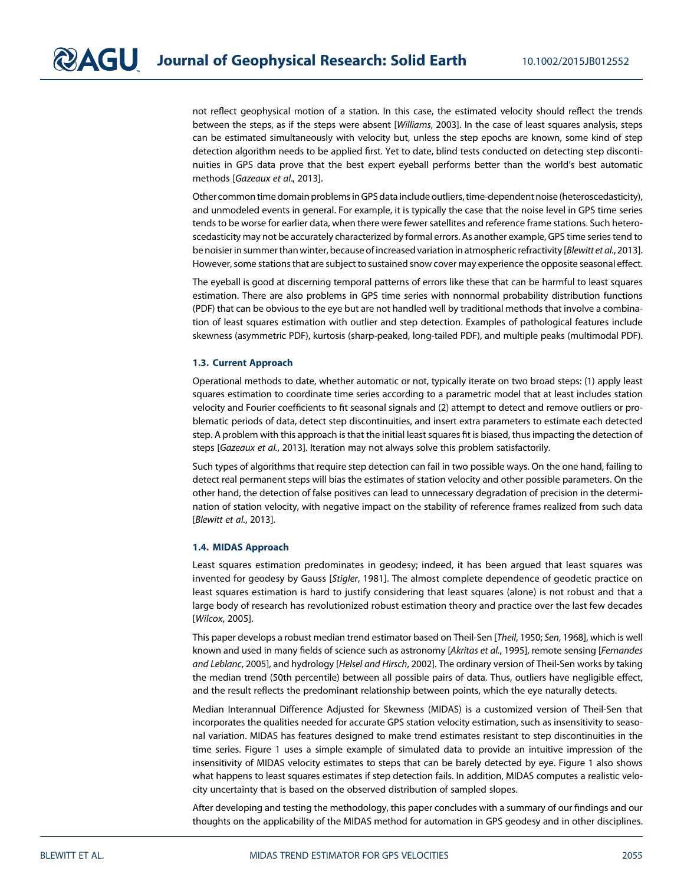not reflect geophysical motion of a station. In this case, the estimated velocity should reflect the trends between the steps, as if the steps were absent [*Williams*, 2003]. In the case of least squares analysis, steps can be estimated simultaneously with velocity but, unless the step epochs are known, some kind of step detection algorithm needs to be applied first. Yet to date, blind tests conducted on detecting step discontinuities in GPS data prove that the best expert eyeball performs better than the world's best automatic methods [*Gazeaux et al*., 2013].

Other common time domain problems in GPS data include outliers, time-dependent noise (heteroscedasticity), and unmodeled events in general. For example, it is typically the case that the noise level in GPS time series tends to be worse for earlier data, when there were fewer satellites and reference frame stations. Such heteroscedasticity may not be accurately characterized by formal errors. As another example, GPS time series tend to be noisier in summer than winter, because of increased variation in atmospheric refractivity [*Blewitt et al*., 2013]. However, some stations that are subject to sustained snow cover may experience the opposite seasonal effect.

The eyeball is good at discerning temporal patterns of errors like these that can be harmful to least squares estimation. There are also problems in GPS time series with nonnormal probability distribution functions (PDF) that can be obvious to the eye but are not handled well by traditional methods that involve a combination of least squares estimation with outlier and step detection. Examples of pathological features include skewness (asymmetric PDF), kurtosis (sharp-peaked, long-tailed PDF), and multiple peaks (multimodal PDF).

### 1.3. Current Approach

Operational methods to date, whether automatic or not, typically iterate on two broad steps: (1) apply least squares estimation to coordinate time series according to a parametric model that at least includes station velocity and Fourier coefficients to fit seasonal signals and (2) attempt to detect and remove outliers or problematic periods of data, detect step discontinuities, and insert extra parameters to estimate each detected step. A problem with this approach is that the initial least squares fit is biased, thus impacting the detection of steps [*Gazeaux et al*., 2013]. Iteration may not always solve this problem satisfactorily.

Such types of algorithms that require step detection can fail in two possible ways. On the one hand, failing to detect real permanent steps will bias the estimates of station velocity and other possible parameters. On the other hand, the detection of false positives can lead to unnecessary degradation of precision in the determination of station velocity, with negative impact on the stability of reference frames realized from such data [*Blewitt et al*., 2013].

### 1.4. MIDAS Approach

Least squares estimation predominates in geodesy; indeed, it has been argued that least squares was invented for geodesy by Gauss [*Stigler*, 1981]. The almost complete dependence of geodetic practice on least squares estimation is hard to justify considering that least squares (alone) is not robust and that a large body of research has revolutionized robust estimation theory and practice over the last few decades [*Wilcox*, 2005].

This paper develops a robust median trend estimator based on Theil-Sen [*Theil*, 1950; *Sen*, 1968], which is well known and used in many fields of science such as astronomy [*Akritas et al*., 1995], remote sensing [*Fernandes and Leblanc*, 2005], and hydrology [*Helsel and Hirsch*, 2002]. The ordinary version of Theil-Sen works by taking the median trend (50th percentile) between all possible pairs of data. Thus, outliers have negligible effect, and the result reflects the predominant relationship between points, which the eye naturally detects.

Median Interannual Difference Adjusted for Skewness (MIDAS) is a customized version of Theil-Sen that incorporates the qualities needed for accurate GPS station velocity estimation, such as insensitivity to seasonal variation. MIDAS has features designed to make trend estimates resistant to step discontinuities in the time series. Figure 1 uses a simple example of simulated data to provide an intuitive impression of the insensitivity of MIDAS velocity estimates to steps that can be barely detected by eye. Figure 1 also shows what happens to least squares estimates if step detection fails. In addition, MIDAS computes a realistic velocity uncertainty that is based on the observed distribution of sampled slopes.

After developing and testing the methodology, this paper concludes with a summary of our findings and our thoughts on the applicability of the MIDAS method for automation in GPS geodesy and in other disciplines.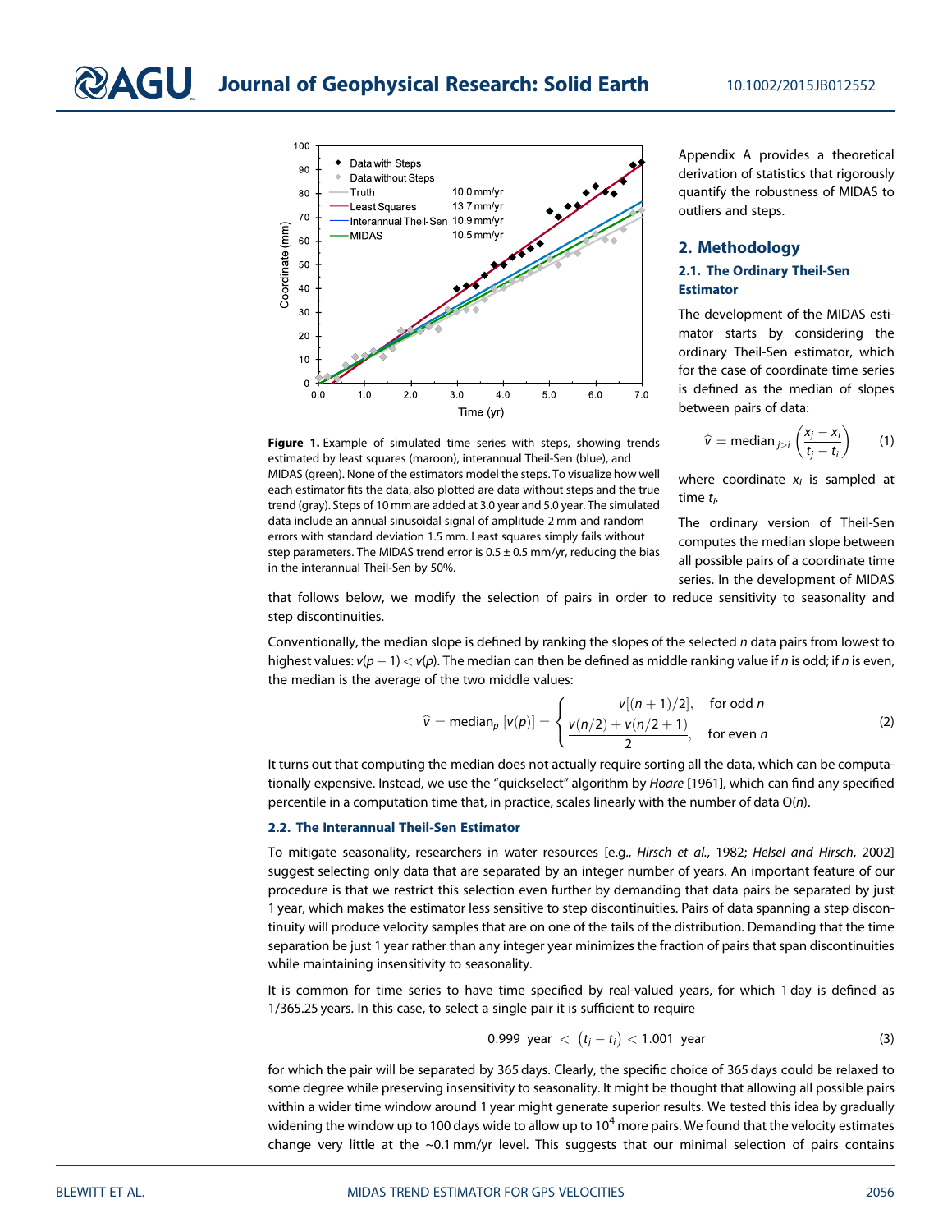**Figure 1.** Example of simulated time series with steps, showing trends estimated by least squares (maroon), interannual Theil-Sen (blue), and MIDAS (green). None of the estimators model the steps. To visualize how well each estimator fits the data, also plotted are data without steps and the true trend (gray). Steps of 10 mm are added at 3.0 year and 5.0 year. The simulated data include an annual sinusoidal signal of amplitude 2 mm and random errors with standard deviation 1.5 mm. Least squares simply fails without step parameters. The MIDAS trend error is 0.5 ± 0.5 mm/yr, reducing the bias in the interannual Theil-Sen by 50%.

Appendix A provides a theoretical derivation of statistics that rigorously quantify the robustness of MIDAS to outliers and steps.

## 2. Methodology

### 2.1. The Ordinary Theil-Sen Estimator

The development of the MIDAS estimator starts by considering the ordinary Theil-Sen estimator, which for the case of coordinate time series is defined as the median of slopes between pairs of data:

$$\hat{v} = \text{median}_{j>i}\left(\frac{x_j - x_i}{t_j - t_i}\right) \tag{1}$$

where coordinate $x_i$ is sampled at time $t_i$.

The ordinary version of Theil-Sen computes the median slope between all possible pairs of a coordinate time series. In the development of MIDAS that follows below, we modify the selection of pairs in order to reduce sensitivity to seasonality and step discontinuities.

Conventionally, the median slope is defined by ranking the slopes of the selected $n$ data pairs from lowest to highest values: $v(p-1) < v(p)$. The median can then be defined as middle ranking value if $n$ is odd; if $n$ is even, the median is the average of the two middle values:

$$\hat{v} = \text{median}_p\,[v(p)] = \begin{cases} v[(n+1)/2], & \text{for odd } n \\ \dfrac{v(n/2) + v(n/2+1)}{2}, & \text{for even } n \end{cases} \tag{2}$$

It turns out that computing the median does not actually require sorting all the data, which can be computationally expensive. Instead, we use the "quickselect" algorithm by *Hoare* [1961], which can find any specified percentile in a computation time that, in practice, scales linearly with the number of data O($n$).

### 2.2. The Interannual Theil-Sen Estimator

To mitigate seasonality, researchers in water resources [e.g., *Hirsch et al.*, 1982; *Helsel and Hirsch*, 2002] suggest selecting only data that are separated by an integer number of years. An important feature of our procedure is that we restrict this selection even further by demanding that data pairs be separated by just 1 year, which makes the estimator less sensitive to step discontinuities. Pairs of data spanning a step discontinuity will produce velocity samples that are on one of the tails of the distribution. Demanding that the time separation be just 1 year rather than any integer year minimizes the fraction of pairs that span discontinuities while maintaining insensitivity to seasonality.

It is common for time series to have time specified by real-valued years, for which 1 day is defined as 1/365.25 years. In this case, to select a single pair it is sufficient to require

$$0.999 \text{ year} < (t_j - t_i) < 1.001 \text{ year} \tag{3}$$

for which the pair will be separated by 365 days. Clearly, the specific choice of 365 days could be relaxed to some degree while preserving insensitivity to seasonality. It might be thought that allowing all possible pairs within a wider time window around 1 year might generate superior results. We tested this idea by gradually widening the window up to 100 days wide to allow up to $10^4$ more pairs. We found that the velocity estimates change very little at the ~0.1 mm/yr level. This suggests that our minimal selection of pairs contains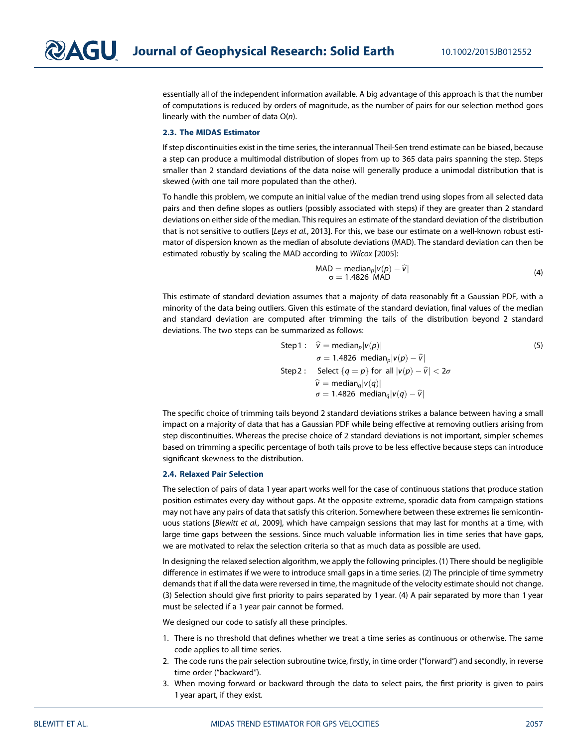essentially all of the independent information available. A big advantage of this approach is that the number of computations is reduced by orders of magnitude, as the number of pairs for our selection method goes linearly with the number of data O($n$).

### 2.3. The MIDAS Estimator

If step discontinuities exist in the time series, the interannual Theil-Sen trend estimate can be biased, because a step can produce a multimodal distribution of slopes from up to 365 data pairs spanning the step. Steps smaller than 2 standard deviations of the data noise will generally produce a unimodal distribution that is skewed (with one tail more populated than the other).

To handle this problem, we compute an initial value of the median trend using slopes from all selected data pairs and then define slopes as outliers (possibly associated with steps) if they are greater than 2 standard deviations on either side of the median. This requires an estimate of the standard deviation of the distribution that is not sensitive to outliers [*Leys et al.*, 2013]. For this, we base our estimate on a well-known robust estimator of dispersion known as the median of absolute deviations (MAD). The standard deviation can then be estimated robustly by scaling the MAD according to *Wilcox* [2005]:

$$
\begin{aligned}
\mathrm{MAD} &= \mathrm{median}_p |v(p) - \hat{v}| \\
\sigma &= 1.4826\ \mathrm{MAD}
\end{aligned}
\tag{4}
$$

This estimate of standard deviation assumes that a majority of data reasonably fit a Gaussian PDF, with a minority of the data being outliers. Given this estimate of the standard deviation, final values of the median and standard deviation are computed after trimming the tails of the distribution beyond 2 standard deviations. The two steps can be summarized as follows:

$$
\begin{aligned}
\text{Step 1}: \quad & \hat{v} = \mathrm{median}_p |v(p)| \\
& \sigma = 1.4826\ \mathrm{median}_p |v(p) - \hat{v}| \\
\text{Step 2}: \quad & \text{Select } \{q = p\} \text{ for all } |v(p) - \hat{v}| < 2\sigma \\
& \hat{v} = \mathrm{median}_q |v(q)| \\
& \sigma = 1.4826\ \mathrm{median}_q |v(q) - \hat{v}|
\end{aligned}
\tag{5}
$$

The specific choice of trimming tails beyond 2 standard deviations strikes a balance between having a small impact on a majority of data that has a Gaussian PDF while being effective at removing outliers arising from step discontinuities. Whereas the precise choice of 2 standard deviations is not important, simpler schemes based on trimming a specific percentage of both tails prove to be less effective because steps can introduce significant skewness to the distribution.

### 2.4. Relaxed Pair Selection

The selection of pairs of data 1 year apart works well for the case of continuous stations that produce station position estimates every day without gaps. At the opposite extreme, sporadic data from campaign stations may not have any pairs of data that satisfy this criterion. Somewhere between these extremes lie semicontinuous stations [*Blewitt et al.,* 2009], which have campaign sessions that may last for months at a time, with large time gaps between the sessions. Since much valuable information lies in time series that have gaps, we are motivated to relax the selection criteria so that as much data as possible are used.

In designing the relaxed selection algorithm, we apply the following principles. (1) There should be negligible difference in estimates if we were to introduce small gaps in a time series. (2) The principle of time symmetry demands that if all the data were reversed in time, the magnitude of the velocity estimate should not change. (3) Selection should give first priority to pairs separated by 1 year. (4) A pair separated by more than 1 year must be selected if a 1 year pair cannot be formed.

We designed our code to satisfy all these principles.

1. There is no threshold that defines whether we treat a time series as continuous or otherwise. The same code applies to all time series.
2. The code runs the pair selection subroutine twice, firstly, in time order ("forward") and secondly, in reverse time order ("backward").
3. When moving forward or backward through the data to select pairs, the first priority is given to pairs 1 year apart, if they exist.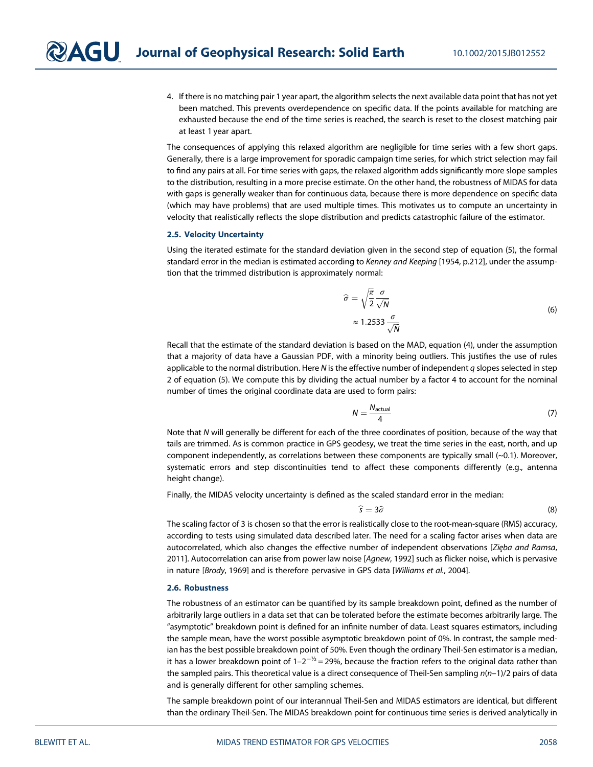4. If there is no matching pair 1 year apart, the algorithm selects the next available data point that has not yet been matched. This prevents overdependence on specific data. If the points available for matching are exhausted because the end of the time series is reached, the search is reset to the closest matching pair at least 1 year apart.

The consequences of applying this relaxed algorithm are negligible for time series with a few short gaps. Generally, there is a large improvement for sporadic campaign time series, for which strict selection may fail to find any pairs at all. For time series with gaps, the relaxed algorithm adds significantly more slope samples to the distribution, resulting in a more precise estimate. On the other hand, the robustness of MIDAS for data with gaps is generally weaker than for continuous data, because there is more dependence on specific data (which may have problems) that are used multiple times. This motivates us to compute an uncertainty in velocity that realistically reflects the slope distribution and predicts catastrophic failure of the estimator.

### 2.5. Velocity Uncertainty

Using the iterated estimate for the standard deviation given in the second step of equation (5), the formal standard error in the median is estimated according to *Kenney and Keeping* [1954, p.212], under the assumption that the trimmed distribution is approximately normal:

$$
\begin{aligned}
\hat{\sigma} &= \sqrt{\frac{\pi}{2}} \frac{\sigma}{\sqrt{N}} \\
&\approx 1.2533 \frac{\sigma}{\sqrt{N}}
\end{aligned}
\tag{6}
$$

Recall that the estimate of the standard deviation is based on the MAD, equation (4), under the assumption that a majority of data have a Gaussian PDF, with a minority being outliers. This justifies the use of rules applicable to the normal distribution. Here $N$ is the effective number of independent $q$ slopes selected in step 2 of equation (5). We compute this by dividing the actual number by a factor 4 to account for the nominal number of times the original coordinate data are used to form pairs:

$$
N = \frac{N_{\text{actual}}}{4} \tag{7}
$$

Note that $N$ will generally be different for each of the three coordinates of position, because of the way that tails are trimmed. As is common practice in GPS geodesy, we treat the time series in the east, north, and up component independently, as correlations between these components are typically small (~0.1). Moreover, systematic errors and step discontinuities tend to affect these components differently (e.g., antenna height change).

Finally, the MIDAS velocity uncertainty is defined as the scaled standard error in the median:

$$
\hat{s} = 3\hat{\sigma} \tag{8}
$$

The scaling factor of 3 is chosen so that the error is realistically close to the root-mean-square (RMS) accuracy, according to tests using simulated data described later. The need for a scaling factor arises when data are autocorrelated, which also changes the effective number of independent observations [*Zięba and Ramsa*, 2011]. Autocorrelation can arise from power law noise [*Agnew*, 1992] such as flicker noise, which is pervasive in nature [*Brody*, 1969] and is therefore pervasive in GPS data [*Williams et al.*, 2004].

### 2.6. Robustness

The robustness of an estimator can be quantified by its sample breakdown point, defined as the number of arbitrarily large outliers in a data set that can be tolerated before the estimate becomes arbitrarily large. The "asymptotic" breakdown point is defined for an infinite number of data. Least squares estimators, including the sample mean, have the worst possible asymptotic breakdown point of 0%. In contrast, the sample median has the best possible breakdown point of 50%. Even though the ordinary Theil-Sen estimator is a median, it has a lower breakdown point of $1{-}2^{-1/2} = 29\%$, because the fraction refers to the original data rather than the sampled pairs. This theoretical value is a direct consequence of Theil-Sen sampling $n(n{-}1)/2$ pairs of data and is generally different for other sampling schemes.

The sample breakdown point of our interannual Theil-Sen and MIDAS estimators are identical, but different than the ordinary Theil-Sen. The MIDAS breakdown point for continuous time series is derived analytically in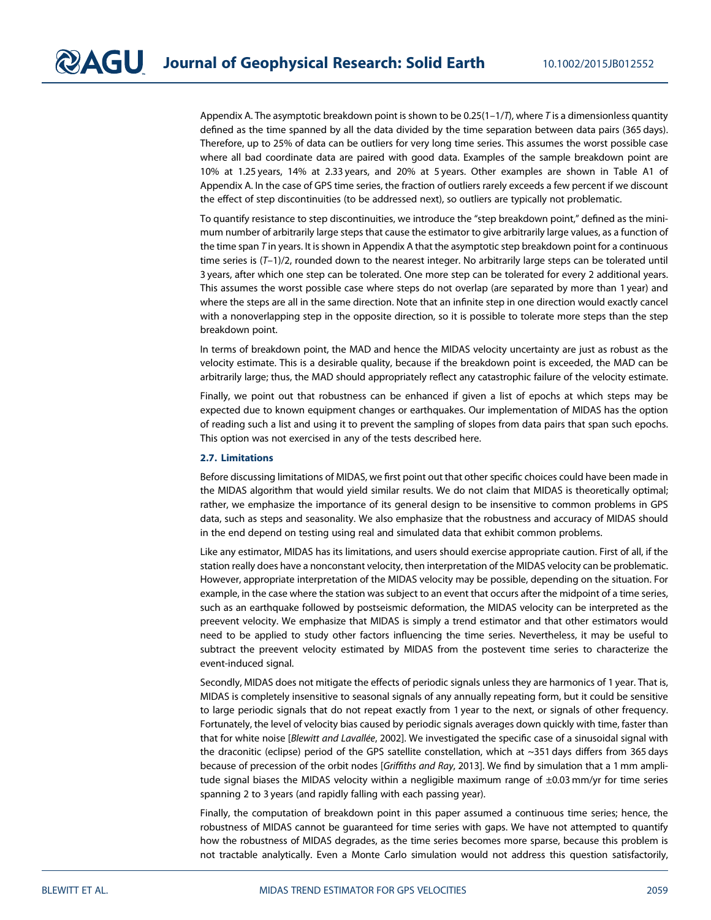Appendix A. The asymptotic breakdown point is shown to be $0.25(1-1/T)$, where $T$ is a dimensionless quantity defined as the time spanned by all the data divided by the time separation between data pairs (365 days). Therefore, up to 25% of data can be outliers for very long time series. This assumes the worst possible case where all bad coordinate data are paired with good data. Examples of the sample breakdown point are 10% at 1.25 years, 14% at 2.33 years, and 20% at 5 years. Other examples are shown in Table A1 of Appendix A. In the case of GPS time series, the fraction of outliers rarely exceeds a few percent if we discount the effect of step discontinuities (to be addressed next), so outliers are typically not problematic.

To quantify resistance to step discontinuities, we introduce the "step breakdown point," defined as the minimum number of arbitrarily large steps that cause the estimator to give arbitrarily large values, as a function of the time span $T$ in years. It is shown in Appendix A that the asymptotic step breakdown point for a continuous time series is $(T-1)/2$, rounded down to the nearest integer. No arbitrarily large steps can be tolerated until 3 years, after which one step can be tolerated. One more step can be tolerated for every 2 additional years. This assumes the worst possible case where steps do not overlap (are separated by more than 1 year) and where the steps are all in the same direction. Note that an infinite step in one direction would exactly cancel with a nonoverlapping step in the opposite direction, so it is possible to tolerate more steps than the step breakdown point.

In terms of breakdown point, the MAD and hence the MIDAS velocity uncertainty are just as robust as the velocity estimate. This is a desirable quality, because if the breakdown point is exceeded, the MAD can be arbitrarily large; thus, the MAD should appropriately reflect any catastrophic failure of the velocity estimate.

Finally, we point out that robustness can be enhanced if given a list of epochs at which steps may be expected due to known equipment changes or earthquakes. Our implementation of MIDAS has the option of reading such a list and using it to prevent the sampling of slopes from data pairs that span such epochs. This option was not exercised in any of the tests described here.

### 2.7. Limitations

Before discussing limitations of MIDAS, we first point out that other specific choices could have been made in the MIDAS algorithm that would yield similar results. We do not claim that MIDAS is theoretically optimal; rather, we emphasize the importance of its general design to be insensitive to common problems in GPS data, such as steps and seasonality. We also emphasize that the robustness and accuracy of MIDAS should in the end depend on testing using real and simulated data that exhibit common problems.

Like any estimator, MIDAS has its limitations, and users should exercise appropriate caution. First of all, if the station really does have a nonconstant velocity, then interpretation of the MIDAS velocity can be problematic. However, appropriate interpretation of the MIDAS velocity may be possible, depending on the situation. For example, in the case where the station was subject to an event that occurs after the midpoint of a time series, such as an earthquake followed by postseismic deformation, the MIDAS velocity can be interpreted as the preevent velocity. We emphasize that MIDAS is simply a trend estimator and that other estimators would need to be applied to study other factors influencing the time series. Nevertheless, it may be useful to subtract the preevent velocity estimated by MIDAS from the postevent time series to characterize the event-induced signal.

Secondly, MIDAS does not mitigate the effects of periodic signals unless they are harmonics of 1 year. That is, MIDAS is completely insensitive to seasonal signals of any annually repeating form, but it could be sensitive to large periodic signals that do not repeat exactly from 1 year to the next, or signals of other frequency. Fortunately, the level of velocity bias caused by periodic signals averages down quickly with time, faster than that for white noise [*Blewitt and Lavallée*, 2002]. We investigated the specific case of a sinusoidal signal with the draconitic (eclipse) period of the GPS satellite constellation, which at ~351 days differs from 365 days because of precession of the orbit nodes [*Griffiths and Ray*, 2013]. We find by simulation that a 1 mm amplitude signal biases the MIDAS velocity within a negligible maximum range of ±0.03 mm/yr for time series spanning 2 to 3 years (and rapidly falling with each passing year).

Finally, the computation of breakdown point in this paper assumed a continuous time series; hence, the robustness of MIDAS cannot be guaranteed for time series with gaps. We have not attempted to quantify how the robustness of MIDAS degrades, as the time series becomes more sparse, because this problem is not tractable analytically. Even a Monte Carlo simulation would not address this question satisfactorily,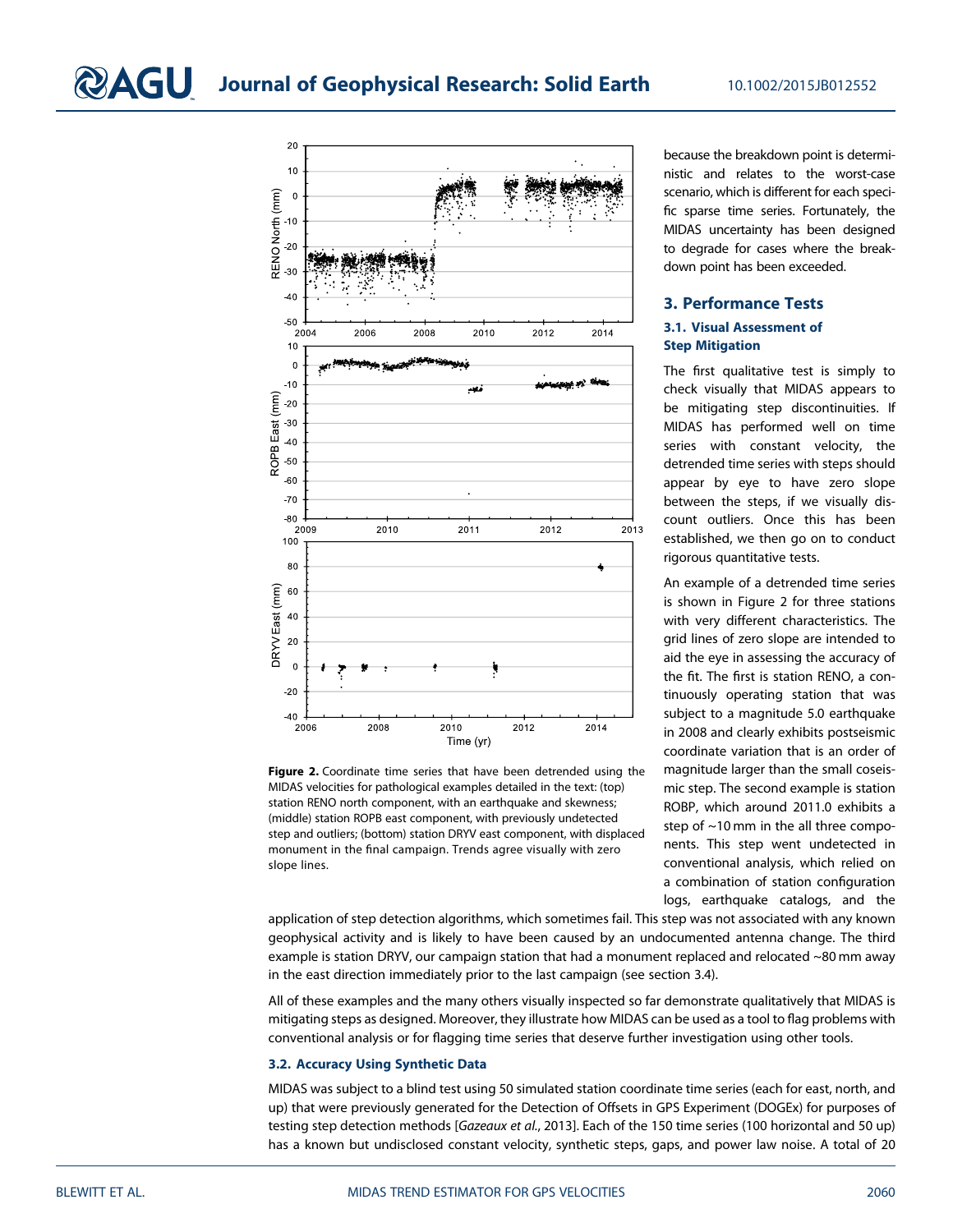because the breakdown point is deterministic and relates to the worst-case scenario, which is different for each specific sparse time series. Fortunately, the MIDAS uncertainty has been designed to degrade for cases where the breakdown point has been exceeded.

**Figure 2.** Coordinate time series that have been detrended using the MIDAS velocities for pathological examples detailed in the text: (top) station RENO north component, with an earthquake and skewness; (middle) station ROPB east component, with previously undetected step and outliers; (bottom) station DRYV east component, with displaced monument in the final campaign. Trends agree visually with zero slope lines.

## 3. Performance Tests

### 3.1. Visual Assessment of Step Mitigation

The first qualitative test is simply to check visually that MIDAS appears to be mitigating step discontinuities. If MIDAS has performed well on time series with constant velocity, the detrended time series with steps should appear by eye to have zero slope between the steps, if we visually discount outliers. Once this has been established, we then go on to conduct rigorous quantitative tests.

An example of a detrended time series is shown in Figure 2 for three stations with very different characteristics. The grid lines of zero slope are intended to aid the eye in assessing the accuracy of the fit. The first is station RENO, a continuously operating station that was subject to a magnitude 5.0 earthquake in 2008 and clearly exhibits postseismic coordinate variation that is an order of magnitude larger than the small coseismic step. The second example is station ROBP, which around 2011.0 exhibits a step of ~10 mm in the all three components. This step went undetected in conventional analysis, which relied on a combination of station configuration logs, earthquake catalogs, and the application of step detection algorithms, which sometimes fail. This step was not associated with any known geophysical activity and is likely to have been caused by an undocumented antenna change. The third example is station DRYV, our campaign station that had a monument replaced and relocated ~80 mm away in the east direction immediately prior to the last campaign (see section 3.4).

All of these examples and the many others visually inspected so far demonstrate qualitatively that MIDAS is mitigating steps as designed. Moreover, they illustrate how MIDAS can be used as a tool to flag problems with conventional analysis or for flagging time series that deserve further investigation using other tools.

### 3.2. Accuracy Using Synthetic Data

MIDAS was subject to a blind test using 50 simulated station coordinate time series (each for east, north, and up) that were previously generated for the Detection of Offsets in GPS Experiment (DOGEx) for purposes of testing step detection methods [*Gazeaux et al.*, 2013]. Each of the 150 time series (100 horizontal and 50 up) has a known but undisclosed constant velocity, synthetic steps, gaps, and power law noise. A total of 20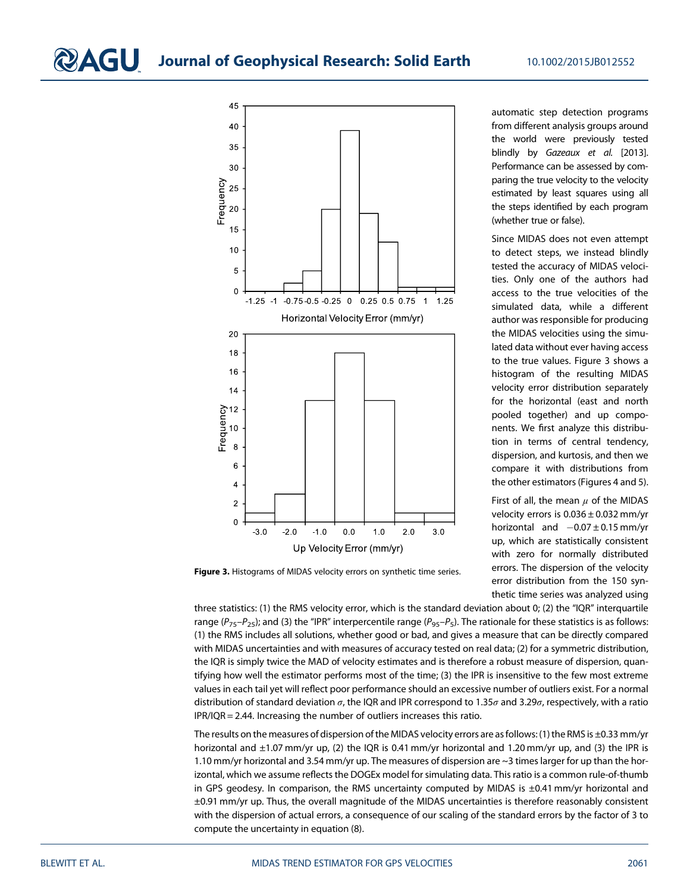Figure 3. Histograms of MIDAS velocity errors on synthetic time series.

automatic step detection programs from different analysis groups around the world were previously tested blindly by *Gazeaux et al.* [2013]. Performance can be assessed by comparing the true velocity to the velocity estimated by least squares using all the steps identified by each program (whether true or false).

Since MIDAS does not even attempt to detect steps, we instead blindly tested the accuracy of MIDAS velocities. Only one of the authors had access to the true velocities of the simulated data, while a different author was responsible for producing the MIDAS velocities using the simulated data without ever having access to the true values. Figure 3 shows a histogram of the resulting MIDAS velocity error distribution separately for the horizontal (east and north pooled together) and up components. We first analyze this distribution in terms of central tendency, dispersion, and kurtosis, and then we compare it with distributions from the other estimators (Figures 4 and 5).

First of all, the mean $\mu$ of the MIDAS velocity errors is $0.036 \pm 0.032$ mm/yr horizontal and $-0.07 \pm 0.15$ mm/yr up, which are statistically consistent with zero for normally distributed errors. The dispersion of the velocity error distribution from the 150 synthetic time series was analyzed using three statistics: (1) the RMS velocity error, which is the standard deviation about 0; (2) the "IQR" interquartile range ($P_{75}$–$P_{25}$); and (3) the "IPR" interpercentile range ($P_{95}$–$P_5$). The rationale for these statistics is as follows: (1) the RMS includes all solutions, whether good or bad, and gives a measure that can be directly compared with MIDAS uncertainties and with measures of accuracy tested on real data; (2) for a symmetric distribution, the IQR is simply twice the MAD of velocity estimates and is therefore a robust measure of dispersion, quantifying how well the estimator performs most of the time; (3) the IPR is insensitive to the few most extreme values in each tail yet will reflect poor performance should an excessive number of outliers exist. For a normal distribution of standard deviation $\sigma$, the IQR and IPR correspond to $1.35\sigma$ and $3.29\sigma$, respectively, with a ratio IPR/IQR = 2.44. Increasing the number of outliers increases this ratio.

The results on the measures of dispersion of the MIDAS velocity errors are as follows: (1) the RMS is ±0.33 mm/yr horizontal and ±1.07 mm/yr up, (2) the IQR is 0.41 mm/yr horizontal and 1.20 mm/yr up, and (3) the IPR is 1.10 mm/yr horizontal and 3.54 mm/yr up. The measures of dispersion are ~3 times larger for up than the horizontal, which we assume reflects the DOGEx model for simulating data. This ratio is a common rule-of-thumb in GPS geodesy. In comparison, the RMS uncertainty computed by MIDAS is ±0.41 mm/yr horizontal and ±0.91 mm/yr up. Thus, the overall magnitude of the MIDAS uncertainties is therefore reasonably consistent with the dispersion of actual errors, a consequence of our scaling of the standard errors by the factor of 3 to compute the uncertainty in equation (8).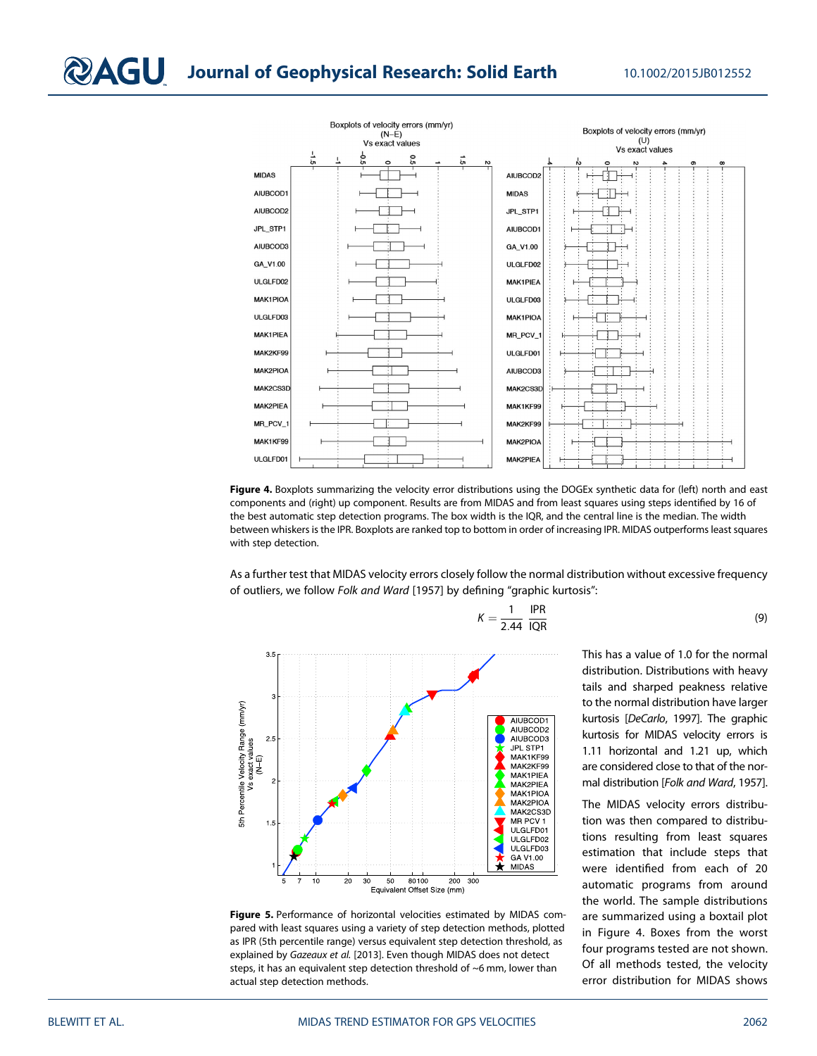**Figure 4.** Boxplots summarizing the velocity error distributions using the DOGEx synthetic data for (left) north and east components and (right) up component. Results are from MIDAS and from least squares using steps identified by 16 of the best automatic step detection programs. The box width is the IQR, and the central line is the median. The width between whiskers is the IPR. Boxplots are ranked top to bottom in order of increasing IPR. MIDAS outperforms least squares with step detection.

As a further test that MIDAS velocity errors closely follow the normal distribution without excessive frequency of outliers, we follow *Folk and Ward* [1957] by defining "graphic kurtosis":

$$K = \frac{1}{2.44}\frac{\text{IPR}}{\text{IQR}} \tag{9}$$

This has a value of 1.0 for the normal distribution. Distributions with heavy tails and sharped peakness relative to the normal distribution have larger kurtosis [*DeCarlo*, 1997]. The graphic kurtosis for MIDAS velocity errors is 1.11 horizontal and 1.21 up, which are considered close to that of the normal distribution [*Folk and Ward*, 1957].

The MIDAS velocity errors distribution was then compared to distributions resulting from least squares estimation that include steps that were identified from each of 20 automatic programs from around the world. The sample distributions are summarized using a boxtail plot in Figure 4. Boxes from the worst four programs tested are not shown. Of all methods tested, the velocity error distribution for MIDAS shows

**Figure 5.** Performance of horizontal velocities estimated by MIDAS compared with least squares using a variety of step detection methods, plotted as IPR (5th percentile range) versus equivalent step detection threshold, as explained by *Gazeaux et al.* [2013]. Even though MIDAS does not detect steps, it has an equivalent step detection threshold of ~6 mm, lower than actual step detection methods.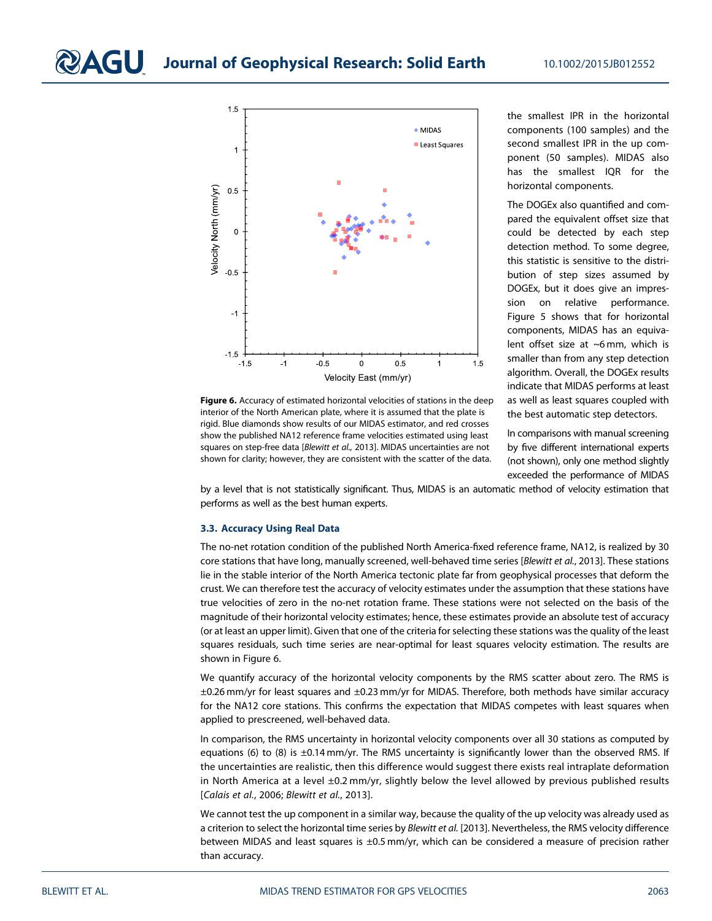the smallest IPR in the horizontal components (100 samples) and the second smallest IPR in the up component (50 samples). MIDAS also has the smallest IQR for the horizontal components.

The DOGEx also quantified and compared the equivalent offset size that could be detected by each step detection method. To some degree, this statistic is sensitive to the distribution of step sizes assumed by DOGEx, but it does give an impression on relative performance. Figure 5 shows that for horizontal components, MIDAS has an equivalent offset size at ~6 mm, which is smaller than from any step detection algorithm. Overall, the DOGEx results indicate that MIDAS performs at least as well as least squares coupled with the best automatic step detectors.

In comparisons with manual screening by five different international experts (not shown), only one method slightly exceeded the performance of MIDAS by a level that is not statistically significant. Thus, MIDAS is an automatic method of velocity estimation that performs as well as the best human experts.

**Figure 6.** Accuracy of estimated horizontal velocities of stations in the deep interior of the North American plate, where it is assumed that the plate is rigid. Blue diamonds show results of our MIDAS estimator, and red crosses show the published NA12 reference frame velocities estimated using least squares on step-free data [*Blewitt et al.,* 2013]. MIDAS uncertainties are not shown for clarity; however, they are consistent with the scatter of the data.

### 3.3. Accuracy Using Real Data

The no-net rotation condition of the published North America-fixed reference frame, NA12, is realized by 30 core stations that have long, manually screened, well-behaved time series [*Blewitt et al.*, 2013]. These stations lie in the stable interior of the North America tectonic plate far from geophysical processes that deform the crust. We can therefore test the accuracy of velocity estimates under the assumption that these stations have true velocities of zero in the no-net rotation frame. These stations were not selected on the basis of the magnitude of their horizontal velocity estimates; hence, these estimates provide an absolute test of accuracy (or at least an upper limit). Given that one of the criteria for selecting these stations was the quality of the least squares residuals, such time series are near-optimal for least squares velocity estimation. The results are shown in Figure 6.

We quantify accuracy of the horizontal velocity components by the RMS scatter about zero. The RMS is ±0.26 mm/yr for least squares and ±0.23 mm/yr for MIDAS. Therefore, both methods have similar accuracy for the NA12 core stations. This confirms the expectation that MIDAS competes with least squares when applied to prescreened, well-behaved data.

In comparison, the RMS uncertainty in horizontal velocity components over all 30 stations as computed by equations (6) to (8) is ±0.14 mm/yr. The RMS uncertainty is significantly lower than the observed RMS. If the uncertainties are realistic, then this difference would suggest there exists real intraplate deformation in North America at a level ±0.2 mm/yr, slightly below the level allowed by previous published results [*Calais et al.*, 2006; *Blewitt et al.*, 2013].

We cannot test the up component in a similar way, because the quality of the up velocity was already used as a criterion to select the horizontal time series by *Blewitt et al.* [2013]. Nevertheless, the RMS velocity difference between MIDAS and least squares is ±0.5 mm/yr, which can be considered a measure of precision rather than accuracy.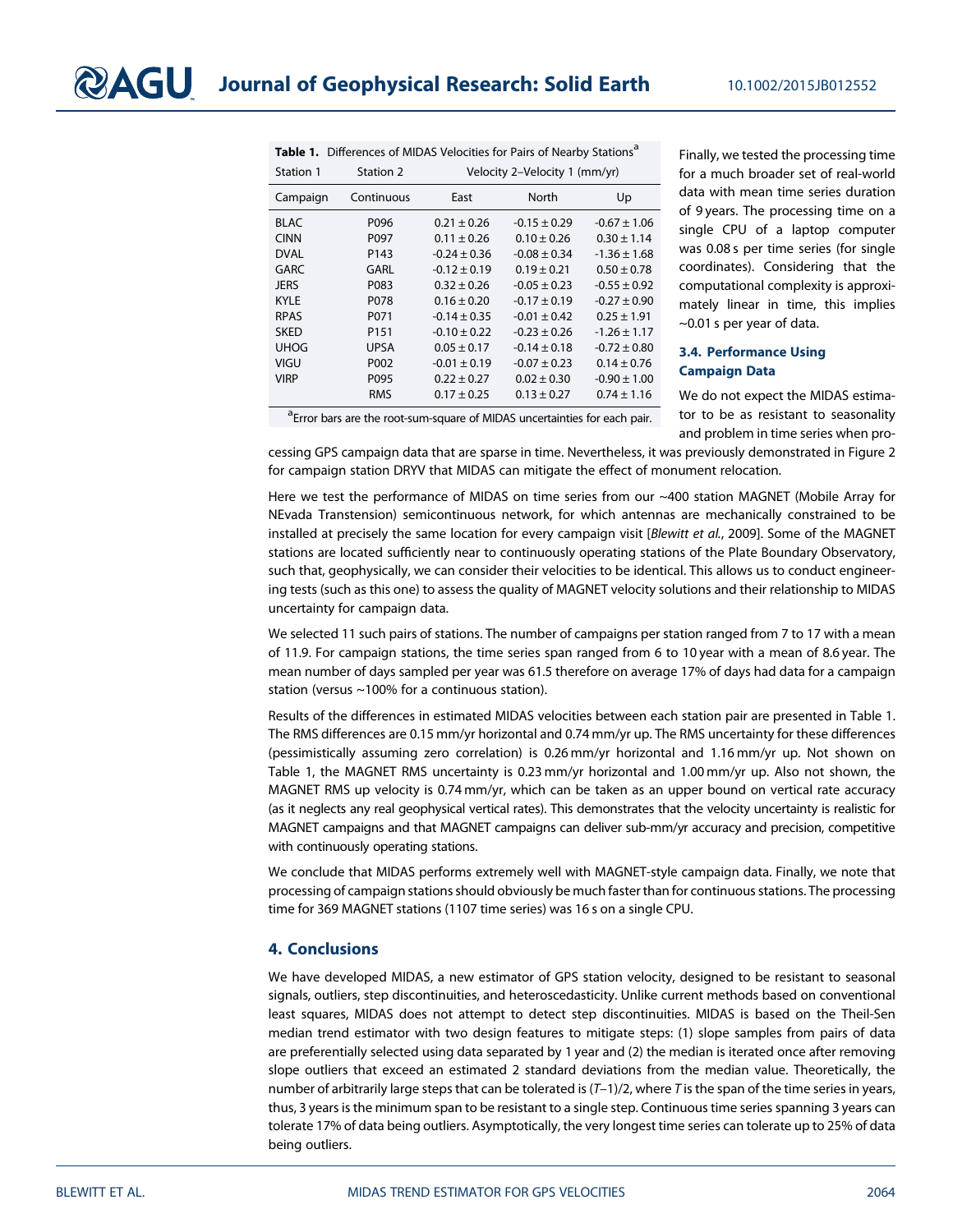**Table 1.** Differences of MIDAS Velocities for Pairs of Nearby Stations[a]

| Station 1 | Station 2 | Velocity 2–Velocity 1 (mm/yr) | | |
|---|---|---|---|---|
| Campaign | Continuous | East | North | Up |
| BLAC | P096 | 0.21 ± 0.26 | -0.15 ± 0.29 | -0.67 ± 1.06 |
| CINN | P097 | 0.11 ± 0.26 | 0.10 ± 0.26 | 0.30 ± 1.14 |
| DVAL | P143 | -0.24 ± 0.36 | -0.08 ± 0.34 | -1.36 ± 1.68 |
| GARC | GARL | -0.12 ± 0.19 | 0.19 ± 0.21 | 0.50 ± 0.78 |
| JERS | P083 | 0.32 ± 0.26 | -0.05 ± 0.23 | -0.55 ± 0.92 |
| KYLE | P078 | 0.16 ± 0.20 | -0.17 ± 0.19 | -0.27 ± 0.90 |
| RPAS | P071 | -0.14 ± 0.35 | -0.01 ± 0.42 | 0.25 ± 1.91 |
| SKED | P151 | -0.10 ± 0.22 | -0.23 ± 0.26 | -1.26 ± 1.17 |
| UHOG | UPSA | 0.05 ± 0.17 | -0.14 ± 0.18 | -0.72 ± 0.80 |
| VIGU | P002 | -0.01 ± 0.19 | -0.07 ± 0.23 | 0.14 ± 0.76 |
| VIRP | P095 | 0.22 ± 0.27 | 0.02 ± 0.30 | -0.90 ± 1.00 |
| | RMS | 0.17 ± 0.25 | 0.13 ± 0.27 | 0.74 ± 1.16 |

[a]Error bars are the root-sum-square of MIDAS uncertainties for each pair.

Finally, we tested the processing time for a much broader set of real-world data with mean time series duration of 9 years. The processing time on a single CPU of a laptop computer was 0.08 s per time series (for single coordinates). Considering that the computational complexity is approximately linear in time, this implies ~0.01 s per year of data.

### 3.4. Performance Using Campaign Data

We do not expect the MIDAS estimator to be as resistant to seasonality and problem in time series when processing GPS campaign data that are sparse in time. Nevertheless, it was previously demonstrated in Figure 2 for campaign station DRYV that MIDAS can mitigate the effect of monument relocation.

Here we test the performance of MIDAS on time series from our ~400 station MAGNET (Mobile Array for NEvada Transtension) semicontinuous network, for which antennas are mechanically constrained to be installed at precisely the same location for every campaign visit [*Blewitt et al.*, 2009]. Some of the MAGNET stations are located sufficiently near to continuously operating stations of the Plate Boundary Observatory, such that, geophysically, we can consider their velocities to be identical. This allows us to conduct engineering tests (such as this one) to assess the quality of MAGNET velocity solutions and their relationship to MIDAS uncertainty for campaign data.

We selected 11 such pairs of stations. The number of campaigns per station ranged from 7 to 17 with a mean of 11.9. For campaign stations, the time series span ranged from 6 to 10 year with a mean of 8.6 year. The mean number of days sampled per year was 61.5 therefore on average 17% of days had data for a campaign station (versus ~100% for a continuous station).

Results of the differences in estimated MIDAS velocities between each station pair are presented in Table 1. The RMS differences are 0.15 mm/yr horizontal and 0.74 mm/yr up. The RMS uncertainty for these differences (pessimistically assuming zero correlation) is 0.26 mm/yr horizontal and 1.16 mm/yr up. Not shown on Table 1, the MAGNET RMS uncertainty is 0.23 mm/yr horizontal and 1.00 mm/yr up. Also not shown, the MAGNET RMS up velocity is 0.74 mm/yr, which can be taken as an upper bound on vertical rate accuracy (as it neglects any real geophysical vertical rates). This demonstrates that the velocity uncertainty is realistic for MAGNET campaigns and that MAGNET campaigns can deliver sub-mm/yr accuracy and precision, competitive with continuously operating stations.

We conclude that MIDAS performs extremely well with MAGNET-style campaign data. Finally, we note that processing of campaign stations should obviously be much faster than for continuous stations. The processing time for 369 MAGNET stations (1107 time series) was 16 s on a single CPU.

## 4. Conclusions

We have developed MIDAS, a new estimator of GPS station velocity, designed to be resistant to seasonal signals, outliers, step discontinuities, and heteroscedasticity. Unlike current methods based on conventional least squares, MIDAS does not attempt to detect step discontinuities. MIDAS is based on the Theil-Sen median trend estimator with two design features to mitigate steps: (1) slope samples from pairs of data are preferentially selected using data separated by 1 year and (2) the median is iterated once after removing slope outliers that exceed an estimated 2 standard deviations from the median value. Theoretically, the number of arbitrarily large steps that can be tolerated is $(T-1)/2$, where $T$ is the span of the time series in years, thus, 3 years is the minimum span to be resistant to a single step. Continuous time series spanning 3 years can tolerate 17% of data being outliers. Asymptotically, the very longest time series can tolerate up to 25% of data being outliers.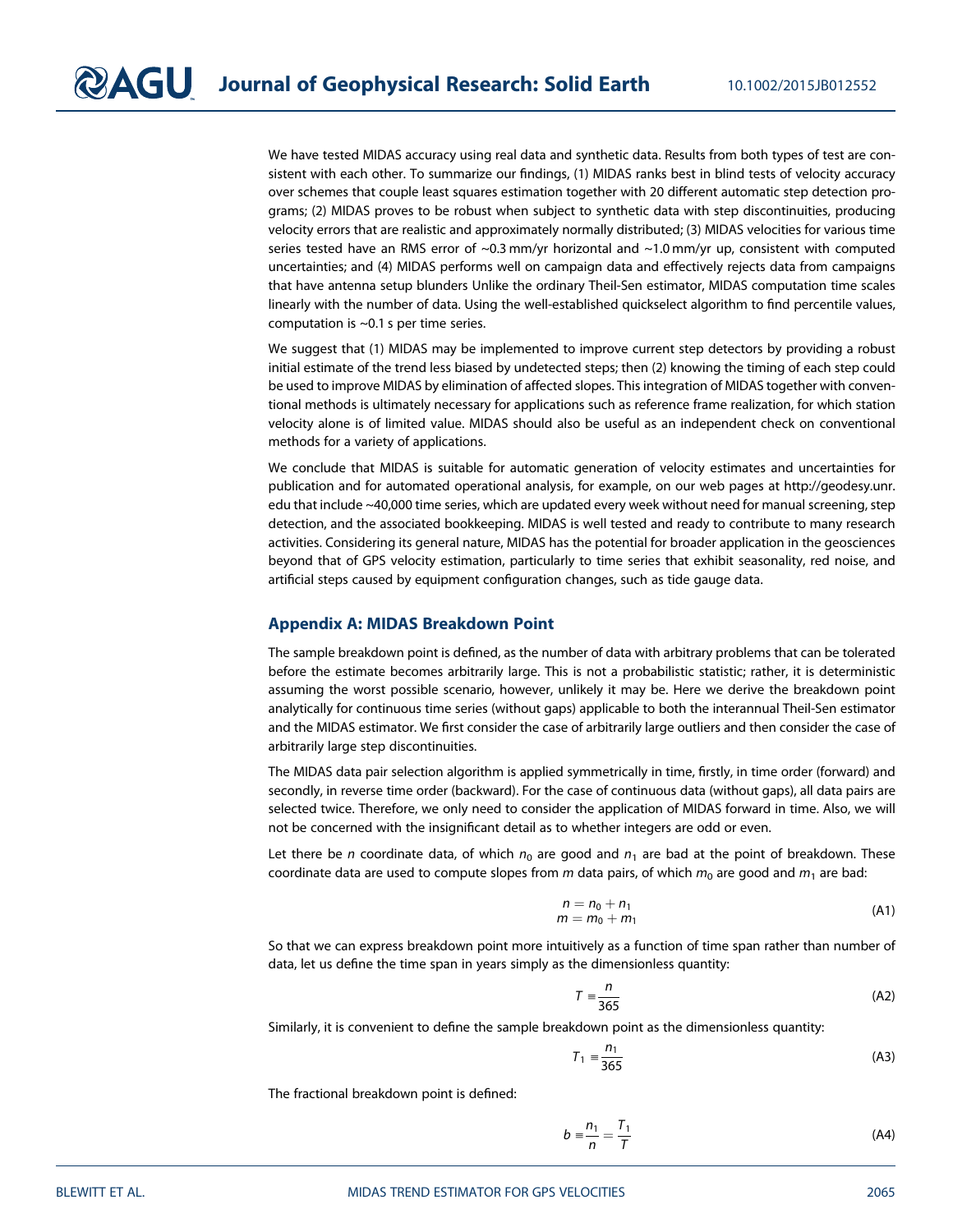We have tested MIDAS accuracy using real data and synthetic data. Results from both types of test are consistent with each other. To summarize our findings, (1) MIDAS ranks best in blind tests of velocity accuracy over schemes that couple least squares estimation together with 20 different automatic step detection programs; (2) MIDAS proves to be robust when subject to synthetic data with step discontinuities, producing velocity errors that are realistic and approximately normally distributed; (3) MIDAS velocities for various time series tested have an RMS error of ~0.3 mm/yr horizontal and ~1.0 mm/yr up, consistent with computed uncertainties; and (4) MIDAS performs well on campaign data and effectively rejects data from campaigns that have antenna setup blunders Unlike the ordinary Theil-Sen estimator, MIDAS computation time scales linearly with the number of data. Using the well-established quickselect algorithm to find percentile values, computation is ~0.1 s per time series.

We suggest that (1) MIDAS may be implemented to improve current step detectors by providing a robust initial estimate of the trend less biased by undetected steps; then (2) knowing the timing of each step could be used to improve MIDAS by elimination of affected slopes. This integration of MIDAS together with conventional methods is ultimately necessary for applications such as reference frame realization, for which station velocity alone is of limited value. MIDAS should also be useful as an independent check on conventional methods for a variety of applications.

We conclude that MIDAS is suitable for automatic generation of velocity estimates and uncertainties for publication and for automated operational analysis, for example, on our web pages at http://geodesy.unr.edu that include ~40,000 time series, which are updated every week without need for manual screening, step detection, and the associated bookkeeping. MIDAS is well tested and ready to contribute to many research activities. Considering its general nature, MIDAS has the potential for broader application in the geosciences beyond that of GPS velocity estimation, particularly to time series that exhibit seasonality, red noise, and artificial steps caused by equipment configuration changes, such as tide gauge data.

## Appendix A: MIDAS Breakdown Point

The sample breakdown point is defined, as the number of data with arbitrary problems that can be tolerated before the estimate becomes arbitrarily large. This is not a probabilistic statistic; rather, it is deterministic assuming the worst possible scenario, however, unlikely it may be. Here we derive the breakdown point analytically for continuous time series (without gaps) applicable to both the interannual Theil-Sen estimator and the MIDAS estimator. We first consider the case of arbitrarily large outliers and then consider the case of arbitrarily large step discontinuities.

The MIDAS data pair selection algorithm is applied symmetrically in time, firstly, in time order (forward) and secondly, in reverse time order (backward). For the case of continuous data (without gaps), all data pairs are selected twice. Therefore, we only need to consider the application of MIDAS forward in time. Also, we will not be concerned with the insignificant detail as to whether integers are odd or even.

Let there be $n$ coordinate data, of which $n_0$ are good and $n_1$ are bad at the point of breakdown. These coordinate data are used to compute slopes from $m$ data pairs, of which $m_0$ are good and $m_1$ are bad:

$$
\begin{aligned}
n &= n_0 + n_1 \\
m &= m_0 + m_1
\end{aligned}
\tag{A1}
$$

So that we can express breakdown point more intuitively as a function of time span rather than number of data, let us define the time span in years simply as the dimensionless quantity:

$$
T \equiv \frac{n}{365} \tag{A2}
$$

Similarly, it is convenient to define the sample breakdown point as the dimensionless quantity:

$$
T_1 \equiv \frac{n_1}{365} \tag{A3}
$$

The fractional breakdown point is defined:

$$
b \equiv \frac{n_1}{n} = \frac{T_1}{T} \tag{A4}
$$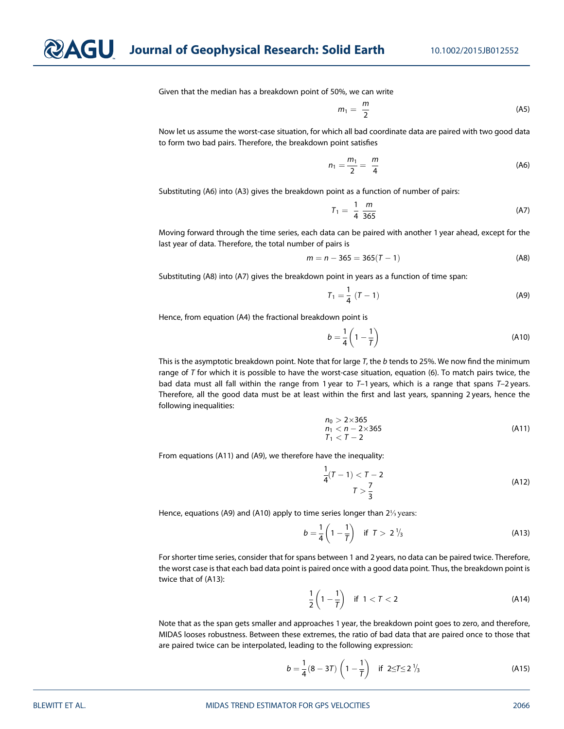Given that the median has a breakdown point of 50%, we can write

$$m_1 = \frac{m}{2} \tag{A5}$$

Now let us assume the worst-case situation, for which all bad coordinate data are paired with two good data to form two bad pairs. Therefore, the breakdown point satisfies

$$n_1 = \frac{m_1}{2} = \frac{m}{4} \tag{A6}$$

Substituting (A6) into (A3) gives the breakdown point as a function of number of pairs:

$$T_1 = \frac{1}{4}\frac{m}{365} \tag{A7}$$

Moving forward through the time series, each data can be paired with another 1 year ahead, except for the last year of data. Therefore, the total number of pairs is

$$m = n - 365 = 365(T-1) \tag{A8}$$

Substituting (A8) into (A7) gives the breakdown point in years as a function of time span:

$$T_1 = \frac{1}{4}(T-1) \tag{A9}$$

Hence, from equation (A4) the fractional breakdown point is

$$b = \frac{1}{4}\left(1 - \frac{1}{T}\right) \tag{A10}$$

This is the asymptotic breakdown point. Note that for large $T$, the $b$ tends to 25%. We now find the minimum range of $T$ for which it is possible to have the worst-case situation, equation (6). To match pairs twice, the bad data must all fall within the range from 1 year to $T$–1 years, which is a range that spans $T$–2 years. Therefore, all the good data must be at least within the first and last years, spanning 2 years, hence the following inequalities:

$$\begin{aligned} n_0 &> 2\times365 \\ n_1 &< n - 2\times365 \\ T_1 &< T - 2 \end{aligned} \tag{A11}$$

From equations (A11) and (A9), we therefore have the inequality:

$$\begin{aligned} \frac{1}{4}(T-1) &< T-2 \\ T &> \frac{7}{3} \end{aligned} \tag{A12}$$

Hence, equations (A9) and (A10) apply to time series longer than $2\frac{1}{3}$ years:

$$b = \frac{1}{4}\left(1 - \frac{1}{T}\right) \quad \text{if } T > 2\tfrac{1}{3} \tag{A13}$$

For shorter time series, consider that for spans between 1 and 2 years, no data can be paired twice. Therefore, the worst case is that each bad data point is paired once with a good data point. Thus, the breakdown point is twice that of (A13):

$$\frac{1}{2}\left(1 - \frac{1}{T}\right) \quad \text{if } 1 < T < 2 \tag{A14}$$

Note that as the span gets smaller and approaches 1 year, the breakdown point goes to zero, and therefore, MIDAS looses robustness. Between these extremes, the ratio of bad data that are paired once to those that are paired twice can be interpolated, leading to the following expression:

$$b = \frac{1}{4}(8 - 3T)\left(1 - \frac{1}{T}\right) \quad \text{if } 2 \le T \le 2\tfrac{1}{3} \tag{A15}$$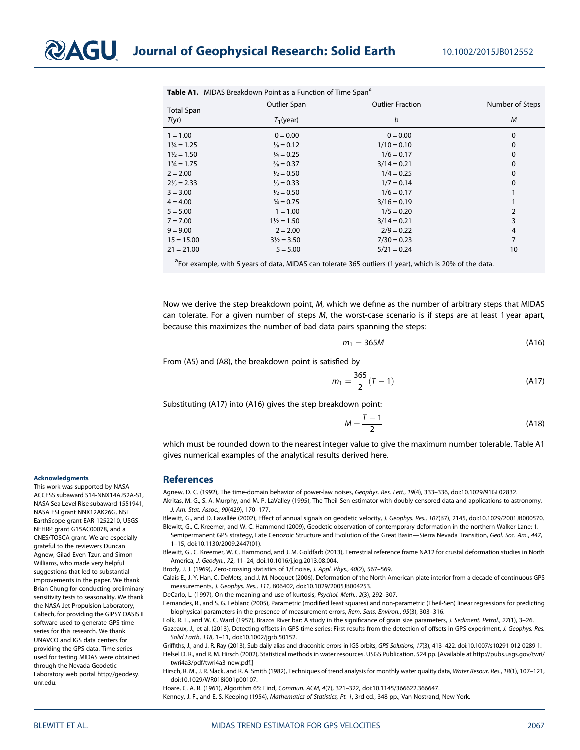**Table A1.** MIDAS Breakdown Point as a Function of Time Span[a]

| Total Span $T$(yr) | Outlier Span $T_1$(year) | Outlier Fraction $b$ | Number of Steps $M$ |
|---|---|---|---|
| 1 = 1.00 | 0 = 0.00 | 0 = 0.00 | 0 |
| 1¼ = 1.25 | ⅛ = 0.12 | 1/10 = 0.10 | 0 |
| 1½ = 1.50 | ¼ = 0.25 | 1/6 = 0.17 | 0 |
| 1¾ = 1.75 | ⅜ = 0.37 | 3/14 = 0.21 | 0 |
| 2 = 2.00 | ½ = 0.50 | 1/4 = 0.25 | 0 |
| 2⅓ = 2.33 | ⅓ = 0.33 | 1/7 = 0.14 | 0 |
| 3 = 3.00 | ½ = 0.50 | 1/6 = 0.17 | 1 |
| 4 = 4.00 | ¾ = 0.75 | 3/16 = 0.19 | 1 |
| 5 = 5.00 | 1 = 1.00 | 1/5 = 0.20 | 2 |
| 7 = 7.00 | 1½ = 1.50 | 3/14 = 0.21 | 3 |
| 9 = 9.00 | 2 = 2.00 | 2/9 = 0.22 | 4 |
| 15 = 15.00 | 3½ = 3.50 | 7/30 = 0.23 | 7 |
| 21 = 21.00 | 5 = 5.00 | 5/21 = 0.24 | 10 |

[a]For example, with 5 years of data, MIDAS can tolerate 365 outliers (1 year), which is 20% of the data.

Now we derive the step breakdown point, $M$, which we define as the number of arbitrary steps that MIDAS can tolerate. For a given number of steps $M$, the worst-case scenario is if steps are at least 1 year apart, because this maximizes the number of bad data pairs spanning the steps:

$$m_1 = 365M \tag{A16}$$

From (A5) and (A8), the breakdown point is satisfied by

$$m_1 = \frac{365}{2}(T - 1) \tag{A17}$$

Substituting (A17) into (A16) gives the step breakdown point:

$$M = \frac{T - 1}{2} \tag{A18}$$

which must be rounded down to the nearest integer value to give the maximum number tolerable. Table A1 gives numerical examples of the analytical results derived here.

#### Acknowledgments

This work was supported by NASA ACCESS subaward S14-NNX14AJ52A-S1, NASA Sea Level Rise subaward 1551941, NASA ESI grant NNX12AK26G, NSF EarthScope grant EAR-1252210, USGS NEHRP grant G15AC00078, and a CNES/TOSCA grant. We are especially grateful to the reviewers Duncan Agnew, Gilad Even-Tzur, and Simon Williams, who made very helpful suggestions that led to substantial improvements in the paper. We thank Brian Chung for conducting preliminary sensitivity tests to seasonality. We thank the NASA Jet Propulsion Laboratory, Caltech, for providing the GIPSY OASIS II software used to generate GPS time series for this research. We thank UNAVCO and IGS data centers for providing the GPS data. Time series used for testing MIDAS were obtained through the Nevada Geodetic Laboratory web portal http://geodesy.unr.edu.

## References

Agnew, D. C. (1992), The time-domain behavior of power-law noises, *Geophys. Res. Lett.*, *19*(4), 333–336, doi:10.1029/91GL02832.

Akritas, M. G., S. A. Murphy, and M. P. LaValley (1995), The Theil-Sen estimator with doubly censored data and applications to astronomy, *J. Am. Stat. Assoc.*, *90*(429), 170–177.

Blewitt, G., and D. Lavallée (2002), Effect of annual signals on geodetic velocity, *J. Geophys. Res.*, *107*(B7), 2145, doi:10.1029/2001JB000570.

Blewitt, G., C. Kreemer, and W. C. Hammond (2009), Geodetic observation of contemporary deformation in the northern Walker Lane: 1. Semipermanent GPS strategy, Late Cenozoic Structure and Evolution of the Great Basin—Sierra Nevada Transition, *Geol. Soc. Am.*, *447*, 1–15, doi:10.1130/2009.2447(01).

Blewitt, G., C. Kreemer, W. C. Hammond, and J. M. Goldfarb (2013), Terrestrial reference frame NA12 for crustal deformation studies in North America, *J. Geodyn.*, *72*, 11–24, doi:10.1016/j.jog.2013.08.004.

Brody, J. J. (1969), Zero-crossing statistics of 1/f noise, *J. Appl. Phys.*, *40*(2), 567–569.

Calais E., J. Y. Han, C. DeMets, and J. M. Nocquet (2006), Deformation of the North American plate interior from a decade of continuous GPS measurements, *J. Geophys. Res.*, *111*, B06402, doi:10.1029/2005JB004253.

DeCarlo, L. (1997), On the meaning and use of kurtosis, *Psychol. Meth.*, *2*(3), 292–307.

Fernandes, R., and S. G. Leblanc (2005), Parametric (modified least squares) and non-parametric (Theil-Sen) linear regressions for predicting biophysical parameters in the presence of measurement errors, *Rem. Sens. Environ.*, *95*(3), 303–316.

Folk, R. L., and W. C. Ward (1957), Brazos River bar: A study in the significance of grain size parameters, *J. Sediment. Petrol.*, *27*(1), 3–26.

Gazeaux, J., et al. (2013), Detecting offsets in GPS time series: First results from the detection of offsets in GPS experiment, *J. Geophys. Res. Solid Earth*, *118*, 1–11, doi:10.1002/jgrb.50152.

Griffiths, J., and J. R. Ray (2013), Sub-daily alias and draconitic errors in IGS orbits, *GPS Solutions*, *17*(3), 413–422, doi:10.1007/s10291-012-0289-1.

Helsel D. R., and R. M. Hirsch (2002), Statistical methods in water resources. USGS Publication, 524 pp. [Available at http://pubs.usgs.gov/twri/twri4a3/pdf/twri4a3-new.pdf.]

Hirsch, R. M., J. R. Slack, and R. A. Smith (1982), Techniques of trend analysis for monthly water quality data, *Water Resour. Res.*, *18*(1), 107–121, doi:10.1029/WR018i001p00107.

Hoare, C. A. R. (1961), Algorithm 65: Find, *Commun. ACM*, *4*(7), 321–322, doi:10.1145/366622.366647.

Kenney, J. F., and E. S. Keeping (1954), *Mathematics of Statistics, Pt. 1*, 3rd ed., 348 pp., Van Nostrand, New York.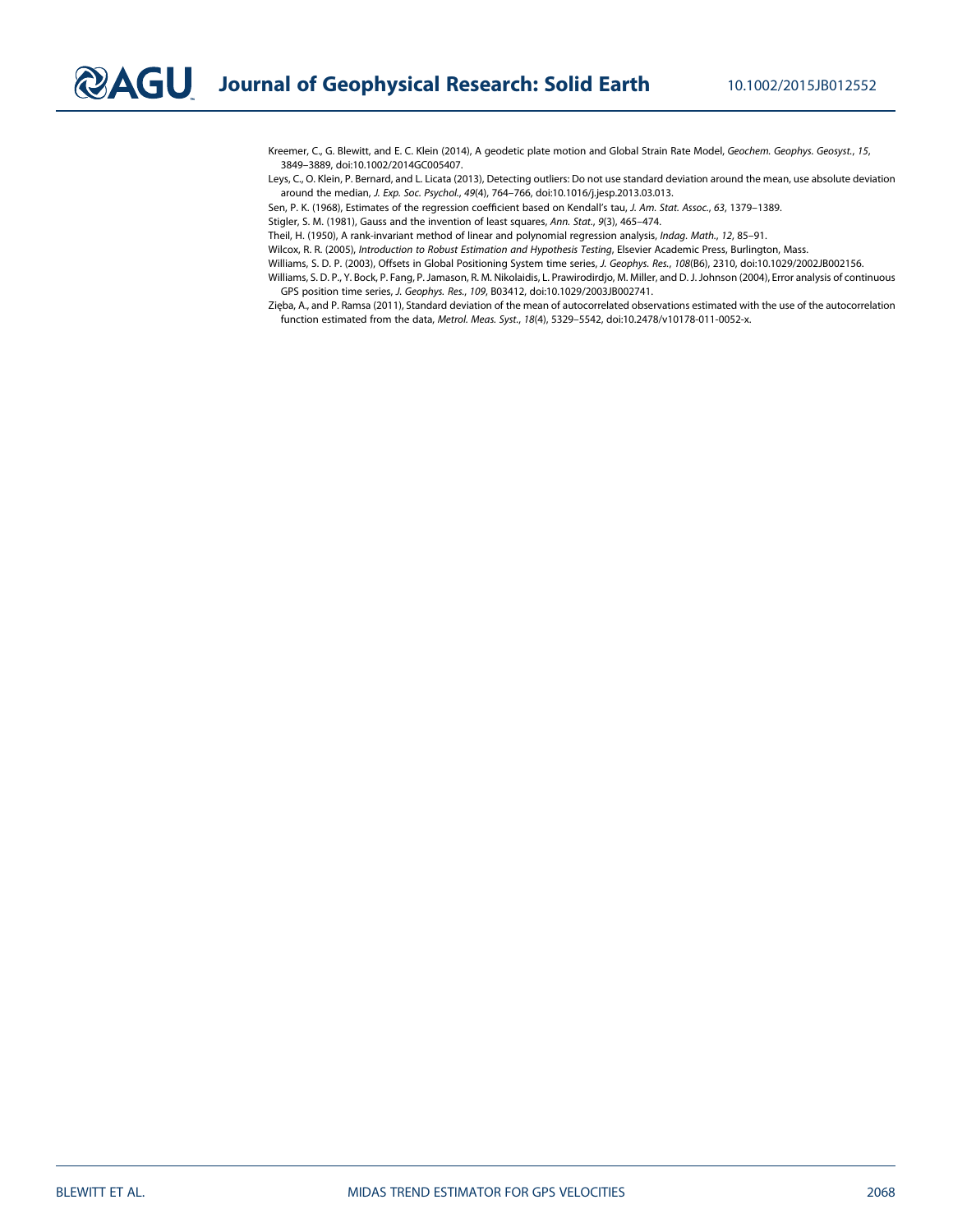Kreemer, C., G. Blewitt, and E. C. Klein (2014), A geodetic plate motion and Global Strain Rate Model, *Geochem. Geophys. Geosyst.*, *15*, 3849–3889, doi:10.1002/2014GC005407.

Leys, C., O. Klein, P. Bernard, and L. Licata (2013), Detecting outliers: Do not use standard deviation around the mean, use absolute deviation around the median, *J. Exp. Soc. Psychol.*, *49*(4), 764–766, doi:10.1016/j.jesp.2013.03.013.

Sen, P. K. (1968), Estimates of the regression coefficient based on Kendall's tau, *J. Am. Stat. Assoc.*, *63*, 1379–1389.

Stigler, S. M. (1981), Gauss and the invention of least squares, *Ann. Stat.*, *9*(3), 465–474.

Theil, H. (1950), A rank-invariant method of linear and polynomial regression analysis, *Indag. Math.*, *12*, 85–91.

Wilcox, R. R. (2005), *Introduction to Robust Estimation and Hypothesis Testing*, Elsevier Academic Press, Burlington, Mass.

Williams, S. D. P. (2003), Offsets in Global Positioning System time series, *J. Geophys. Res.*, *108*(B6), 2310, doi:10.1029/2002JB002156.

Williams, S. D. P., Y. Bock, P. Fang, P. Jamason, R. M. Nikolaidis, L. Prawirodirdjo, M. Miller, and D. J. Johnson (2004), Error analysis of continuous GPS position time series, *J. Geophys. Res.*, *109*, B03412, doi:10.1029/2003JB002741.

Zięba, A., and P. Ramsa (2011), Standard deviation of the mean of autocorrelated observations estimated with the use of the autocorrelation function estimated from the data, *Metrol. Meas. Syst.*, *18*(4), 5329–5542, doi:10.2478/v10178-011-0052-x.